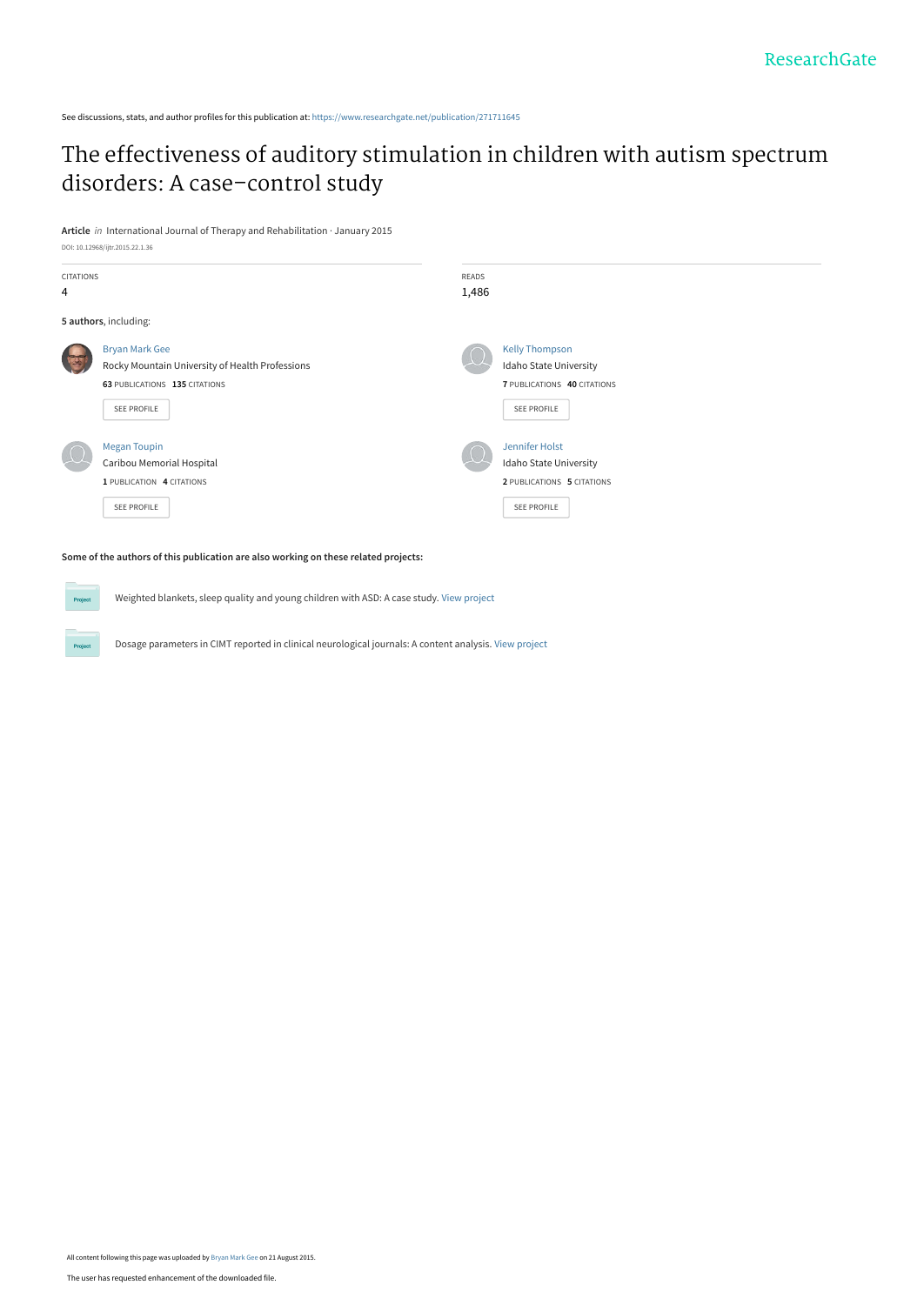See discussions, stats, and author profiles for this publication at: https://www.researchgate.net/publication/271711645

# The effectiveness of auditory stimulation in children with autism spectrum disorders: A case–control study

**Article** *in* International Journal of Therapy and Rehabilitation · January 2015

DOI: 10.12968/ijtr.2015.22.1.36

CITATIONS
4

READS
1,486

**5 authors**, including:

Bryan Mark Gee
Rocky Mountain University of Health Professions
**63** PUBLICATIONS **135** CITATIONS

SEE PROFILE

Kelly Thompson
Idaho State University
**7** PUBLICATIONS **40** CITATIONS

SEE PROFILE

Megan Toupin
Caribou Memorial Hospital
**1** PUBLICATION **4** CITATIONS

SEE PROFILE

Jennifer Holst
Idaho State University
**2** PUBLICATIONS **5** CITATIONS

SEE PROFILE

**Some of the authors of this publication are also working on these related projects:**

Project: Weighted blankets, sleep quality and young children with ASD: A case study. View project

Project: Dosage parameters in CIMT reported in clinical neurological journals: A content analysis. View project

All content following this page was uploaded by Bryan Mark Gee on 21 August 2015.

The user has requested enhancement of the downloaded file.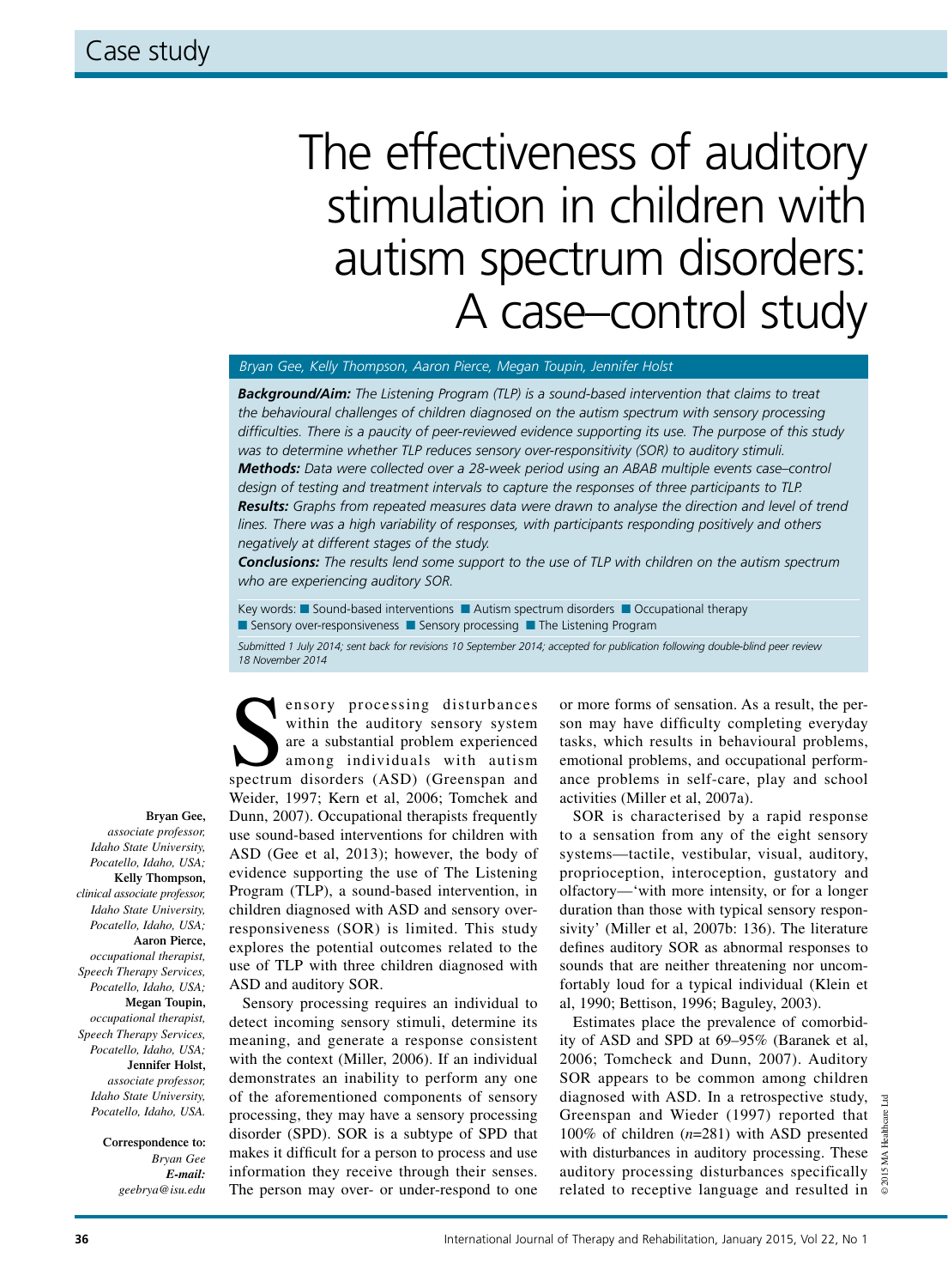Case study

# The effectiveness of auditory stimulation in children with autism spectrum disorders: A case–control study

*Bryan Gee, Kelly Thompson, Aaron Pierce, Megan Toupin, Jennifer Holst*

***Background/Aim:*** *The Listening Program (TLP) is a sound-based intervention that claims to treat the behavioural challenges of children diagnosed on the autism spectrum with sensory processing difficulties. There is a paucity of peer-reviewed evidence supporting its use. The purpose of this study was to determine whether TLP reduces sensory over-responsitivity (SOR) to auditory stimuli.*

***Methods:*** *Data were collected over a 28-week period using an ABAB multiple events case–control design of testing and treatment intervals to capture the responses of three participants to TLP.*

***Results:*** *Graphs from repeated measures data were drawn to analyse the direction and level of trend lines. There was a high variability of responses, with participants responding positively and others negatively at different stages of the study.*

***Conclusions:*** *The results lend some support to the use of TLP with children on the autism spectrum who are experiencing auditory SOR.*

Key words: ■ Sound-based interventions ■ Autism spectrum disorders ■ Occupational therapy ■ Sensory over-responsiveness ■ Sensory processing ■ The Listening Program

*Submitted 1 July 2014; sent back for revisions 10 September 2014; accepted for publication following double-blind peer review 18 November 2014*

**Bryan Gee,** *associate professor, Idaho State University, Pocatello, Idaho, USA;* **Kelly Thompson,** *clinical associate professor, Idaho State University, Pocatello, Idaho, USA;* **Aaron Pierce,** *occupational therapist, Speech Therapy Services, Pocatello, Idaho, USA;* **Megan Toupin,** *occupational therapist, Speech Therapy Services, Pocatello, Idaho, USA;* **Jennifer Holst,** *associate professor, Idaho State University, Pocatello, Idaho, USA.*

**Correspondence to:** *Bryan Gee* ***E-mail:*** *geebrya@isu.edu*

Sensory processing disturbances within the auditory sensory system are a substantial problem experienced among individuals with autism spectrum disorders (ASD) (Greenspan and Weider, 1997; Kern et al, 2006; Tomchek and Dunn, 2007). Occupational therapists frequently use sound-based interventions for children with ASD (Gee et al, 2013); however, the body of evidence supporting the use of The Listening Program (TLP), a sound-based intervention, in children diagnosed with ASD and sensory over-responsiveness (SOR) is limited. This study explores the potential outcomes related to the use of TLP with three children diagnosed with ASD and auditory SOR.

Sensory processing requires an individual to detect incoming sensory stimuli, determine its meaning, and generate a response consistent with the context (Miller, 2006). If an individual demonstrates an inability to perform any one of the aforementioned components of sensory processing, they may have a sensory processing disorder (SPD). SOR is a subtype of SPD that makes it difficult for a person to process and use information they receive through their senses. The person may over- or under-respond to one or more forms of sensation. As a result, the person may have difficulty completing everyday tasks, which results in behavioural problems, emotional problems, and occupational performance problems in self-care, play and school activities (Miller et al, 2007a).

SOR is characterised by a rapid response to a sensation from any of the eight sensory systems—tactile, vestibular, visual, auditory, proprioception, interoception, gustatory and olfactory—'with more intensity, or for a longer duration than those with typical sensory responsivity' (Miller et al, 2007b: 136). The literature defines auditory SOR as abnormal responses to sounds that are neither threatening nor uncomfortably loud for a typical individual (Klein et al, 1990; Bettison, 1996; Baguley, 2003).

Estimates place the prevalence of comorbidity of ASD and SPD at 69–95% (Baranek et al, 2006; Tomchek and Dunn, 2007). Auditory SOR appears to be common among children diagnosed with ASD. In a retrospective study, Greenspan and Wieder (1997) reported that 100% of children ($n$=281) with ASD presented with disturbances in auditory processing. These auditory processing disturbances specifically related to receptive language and resulted in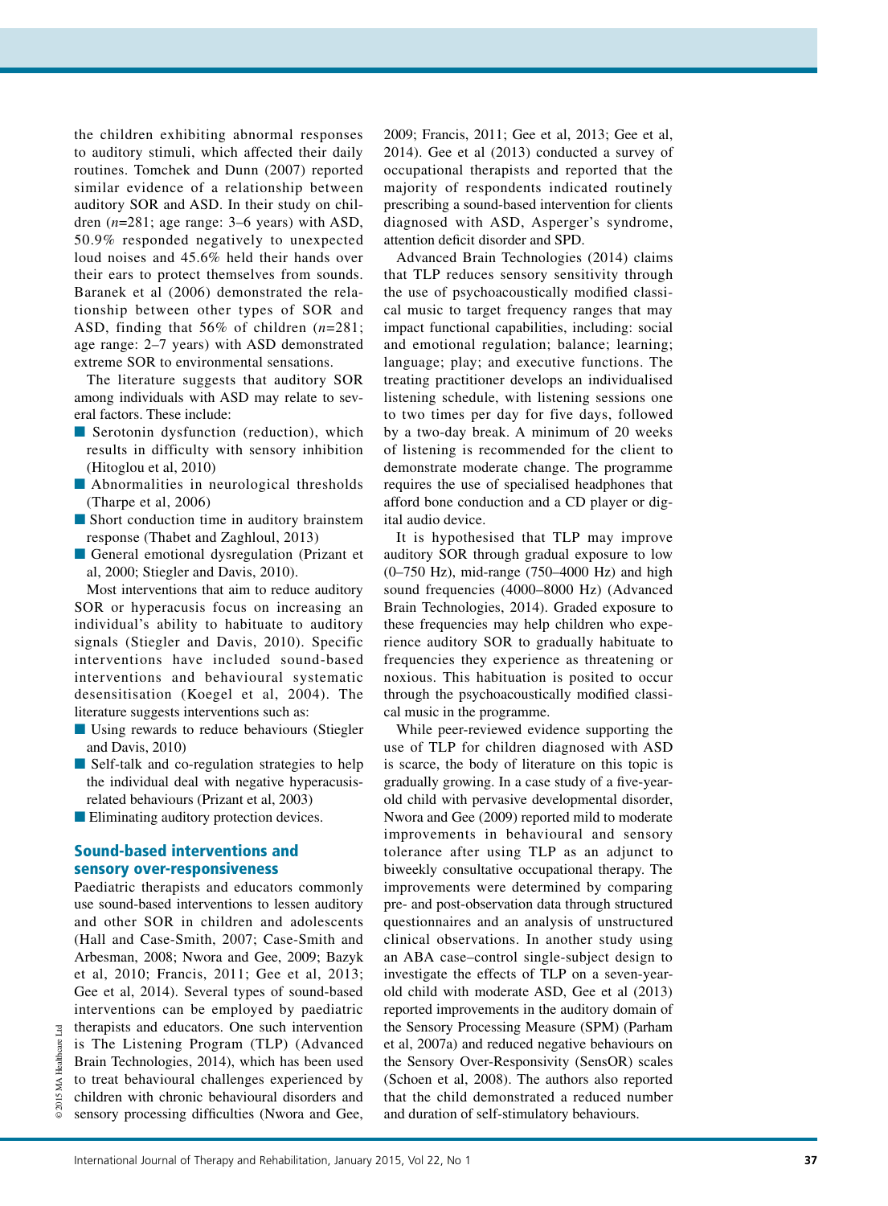the children exhibiting abnormal responses to auditory stimuli, which affected their daily routines. Tomchek and Dunn (2007) reported similar evidence of a relationship between auditory SOR and ASD. In their study on children (*n*=281; age range: 3–6 years) with ASD, 50.9% responded negatively to unexpected loud noises and 45.6% held their hands over their ears to protect themselves from sounds. Baranek et al (2006) demonstrated the relationship between other types of SOR and ASD, finding that 56% of children (*n*=281; age range: 2–7 years) with ASD demonstrated extreme SOR to environmental sensations.

The literature suggests that auditory SOR among individuals with ASD may relate to several factors. These include:

- Serotonin dysfunction (reduction), which results in difficulty with sensory inhibition (Hitoglou et al, 2010)
- Abnormalities in neurological thresholds (Tharpe et al, 2006)
- Short conduction time in auditory brainstem response (Thabet and Zaghloul, 2013)
- General emotional dysregulation (Prizant et al, 2000; Stiegler and Davis, 2010).

Most interventions that aim to reduce auditory SOR or hyperacusis focus on increasing an individual's ability to habituate to auditory signals (Stiegler and Davis, 2010). Specific interventions have included sound-based interventions and behavioural systematic desensitisation (Koegel et al, 2004). The literature suggests interventions such as:

- Using rewards to reduce behaviours (Stiegler and Davis, 2010)
- Self-talk and co-regulation strategies to help the individual deal with negative hyperacusis-related behaviours (Prizant et al, 2003)
- Eliminating auditory protection devices.

## Sound-based interventions and sensory over-responsiveness

Paediatric therapists and educators commonly use sound-based interventions to lessen auditory and other SOR in children and adolescents (Hall and Case-Smith, 2007; Case-Smith and Arbesman, 2008; Nwora and Gee, 2009; Bazyk et al, 2010; Francis, 2011; Gee et al, 2013; Gee et al, 2014). Several types of sound-based interventions can be employed by paediatric therapists and educators. One such intervention is The Listening Program (TLP) (Advanced Brain Technologies, 2014), which has been used to treat behavioural challenges experienced by children with chronic behavioural disorders and sensory processing difficulties (Nwora and Gee, 2009; Francis, 2011; Gee et al, 2013; Gee et al, 2014). Gee et al (2013) conducted a survey of occupational therapists and reported that the majority of respondents indicated routinely prescribing a sound-based intervention for clients diagnosed with ASD, Asperger's syndrome, attention deficit disorder and SPD.

Advanced Brain Technologies (2014) claims that TLP reduces sensory sensitivity through the use of psychoacoustically modified classical music to target frequency ranges that may impact functional capabilities, including: social and emotional regulation; balance; learning; language; play; and executive functions. The treating practitioner develops an individualised listening schedule, with listening sessions one to two times per day for five days, followed by a two-day break. A minimum of 20 weeks of listening is recommended for the client to demonstrate moderate change. The programme requires the use of specialised headphones that afford bone conduction and a CD player or digital audio device.

It is hypothesised that TLP may improve auditory SOR through gradual exposure to low (0–750 Hz), mid-range (750–4000 Hz) and high sound frequencies (4000–8000 Hz) (Advanced Brain Technologies, 2014). Graded exposure to these frequencies may help children who experience auditory SOR to gradually habituate to frequencies they experience as threatening or noxious. This habituation is posited to occur through the psychoacoustically modified classical music in the programme.

While peer-reviewed evidence supporting the use of TLP for children diagnosed with ASD is scarce, the body of literature on this topic is gradually growing. In a case study of a five-year-old child with pervasive developmental disorder, Nwora and Gee (2009) reported mild to moderate improvements in behavioural and sensory tolerance after using TLP as an adjunct to biweekly consultative occupational therapy. The improvements were determined by comparing pre- and post-observation data through structured questionnaires and an analysis of unstructured clinical observations. In another study using an ABA case–control single-subject design to investigate the effects of TLP on a seven-year-old child with moderate ASD, Gee et al (2013) reported improvements in the auditory domain of the Sensory Processing Measure (SPM) (Parham et al, 2007a) and reduced negative behaviours on the Sensory Over-Responsivity (SensOR) scales (Schoen et al, 2008). The authors also reported that the child demonstrated a reduced number and duration of self-stimulatory behaviours.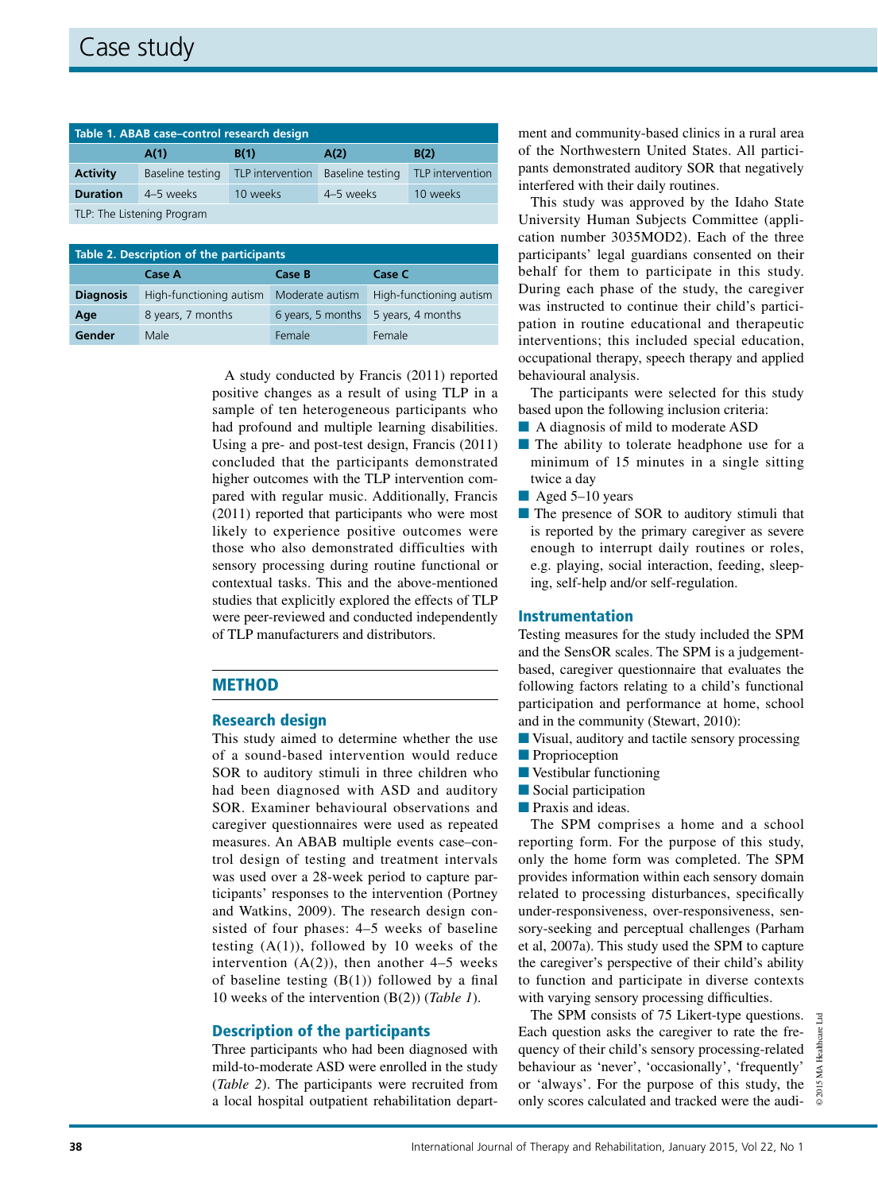**Table 1. ABAB case–control research design**

| | A(1) | B(1) | A(2) | B(2) |
|---|---|---|---|---|
| **Activity** | Baseline testing | TLP intervention | Baseline testing | TLP intervention |
| **Duration** | 4–5 weeks | 10 weeks | 4–5 weeks | 10 weeks |

TLP: The Listening Program

**Table 2. Description of the participants**

| | Case A | Case B | Case C |
|---|---|---|---|
| **Diagnosis** | High-functioning autism | Moderate autism | High-functioning autism |
| **Age** | 8 years, 7 months | 6 years, 5 months | 5 years, 4 months |
| **Gender** | Male | Female | Female |

A study conducted by Francis (2011) reported positive changes as a result of using TLP in a sample of ten heterogeneous participants who had profound and multiple learning disabilities. Using a pre- and post-test design, Francis (2011) concluded that the participants demonstrated higher outcomes with the TLP intervention compared with regular music. Additionally, Francis (2011) reported that participants who were most likely to experience positive outcomes were those who also demonstrated difficulties with sensory processing during routine functional or contextual tasks. This and the above-mentioned studies that explicitly explored the effects of TLP were peer-reviewed and conducted independently of TLP manufacturers and distributors.

## METHOD

### Research design

This study aimed to determine whether the use of a sound-based intervention would reduce SOR to auditory stimuli in three children who had been diagnosed with ASD and auditory SOR. Examiner behavioural observations and caregiver questionnaires were used as repeated measures. An ABAB multiple events case–control design of testing and treatment intervals was used over a 28-week period to capture participants' responses to the intervention (Portney and Watkins, 2009). The research design consisted of four phases: 4–5 weeks of baseline testing (A(1)), followed by 10 weeks of the intervention (A(2)), then another 4–5 weeks of baseline testing (B(1)) followed by a final 10 weeks of the intervention (B(2)) (*Table 1*).

### Description of the participants

Three participants who had been diagnosed with mild-to-moderate ASD were enrolled in the study (*Table 2*). The participants were recruited from a local hospital outpatient rehabilitation department and community-based clinics in a rural area of the Northwestern United States. All participants demonstrated auditory SOR that negatively interfered with their daily routines.

This study was approved by the Idaho State University Human Subjects Committee (application number 3035MOD2). Each of the three participants' legal guardians consented on their behalf for them to participate in this study. During each phase of the study, the caregiver was instructed to continue their child's participation in routine educational and therapeutic interventions; this included special education, occupational therapy, speech therapy and applied behavioural analysis.

The participants were selected for this study based upon the following inclusion criteria:

- A diagnosis of mild to moderate ASD
- The ability to tolerate headphone use for a minimum of 15 minutes in a single sitting twice a day
- Aged 5–10 years
- The presence of SOR to auditory stimuli that is reported by the primary caregiver as severe enough to interrupt daily routines or roles, e.g. playing, social interaction, feeding, sleeping, self-help and/or self-regulation.

### Instrumentation

Testing measures for the study included the SPM and the SensOR scales. The SPM is a judgement-based, caregiver questionnaire that evaluates the following factors relating to a child's functional participation and performance at home, school and in the community (Stewart, 2010):

- Visual, auditory and tactile sensory processing
- Proprioception
- Vestibular functioning
- Social participation
- Praxis and ideas.

The SPM comprises a home and a school reporting form. For the purpose of this study, only the home form was completed. The SPM provides information within each sensory domain related to processing disturbances, specifically under-responsiveness, over-responsiveness, sensory-seeking and perceptual challenges (Parham et al, 2007a). This study used the SPM to capture the caregiver's perspective of their child's ability to function and participate in diverse contexts with varying sensory processing difficulties.

The SPM consists of 75 Likert-type questions. Each question asks the caregiver to rate the frequency of their child's sensory processing-related behaviour as 'never', 'occasionally', 'frequently' or 'always'. For the purpose of this study, the only scores calculated and tracked were the audi-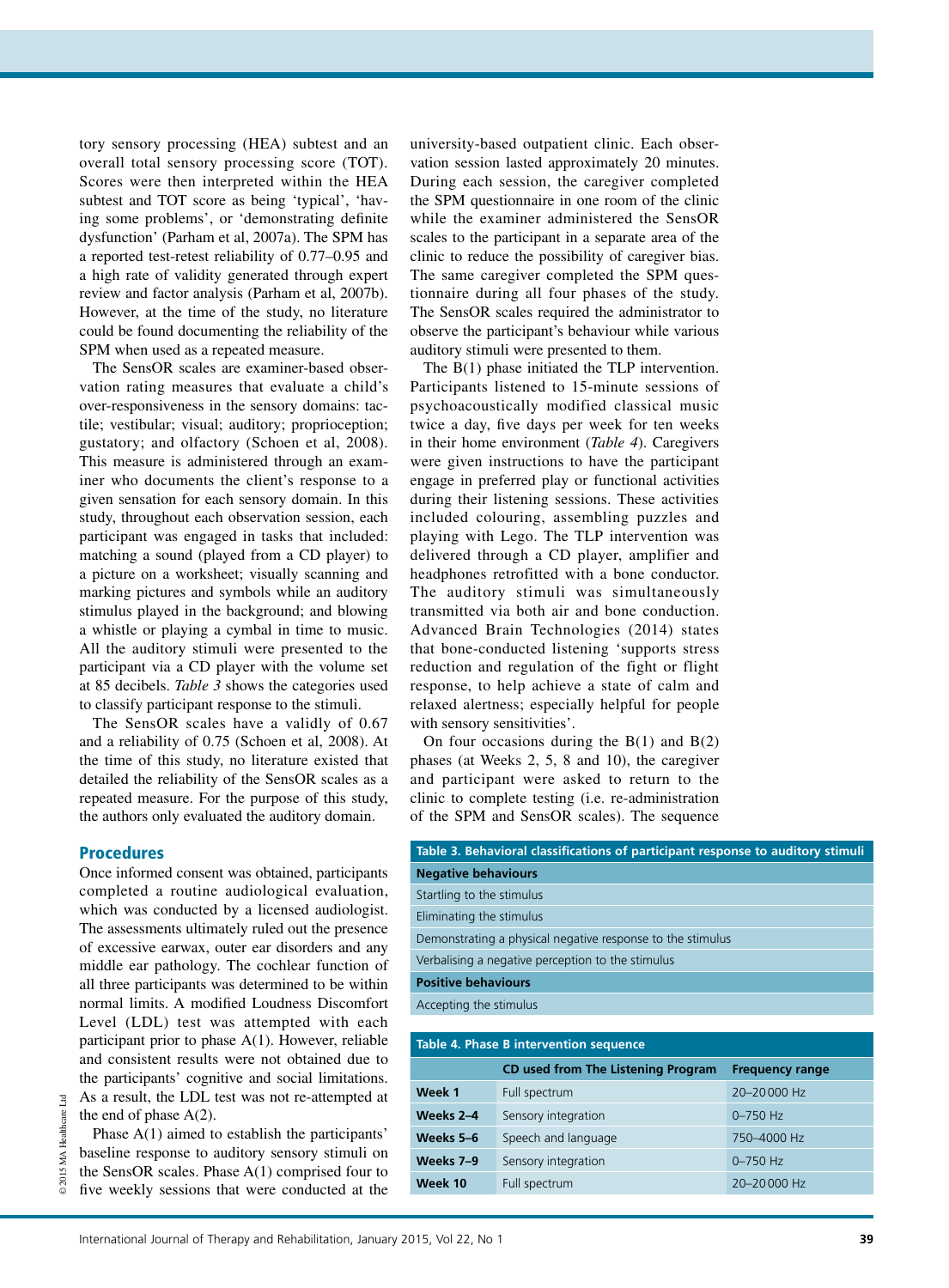tory sensory processing (HEA) subtest and an overall total sensory processing score (TOT). Scores were then interpreted within the HEA subtest and TOT score as being 'typical', 'having some problems', or 'demonstrating definite dysfunction' (Parham et al, 2007a). The SPM has a reported test-retest reliability of 0.77–0.95 and a high rate of validity generated through expert review and factor analysis (Parham et al, 2007b). However, at the time of the study, no literature could be found documenting the reliability of the SPM when used as a repeated measure.

The SensOR scales are examiner-based observation rating measures that evaluate a child's over-responsiveness in the sensory domains: tactile; vestibular; visual; auditory; proprioception; gustatory; and olfactory (Schoen et al, 2008). This measure is administered through an examiner who documents the client's response to a given sensation for each sensory domain. In this study, throughout each observation session, each participant was engaged in tasks that included: matching a sound (played from a CD player) to a picture on a worksheet; visually scanning and marking pictures and symbols while an auditory stimulus played in the background; and blowing a whistle or playing a cymbal in time to music. All the auditory stimuli were presented to the participant via a CD player with the volume set at 85 decibels. *Table 3* shows the categories used to classify participant response to the stimuli.

The SensOR scales have a validly of 0.67 and a reliability of 0.75 (Schoen et al, 2008). At the time of this study, no literature existed that detailed the reliability of the SensOR scales as a repeated measure. For the purpose of this study, the authors only evaluated the auditory domain.

## Procedures

Once informed consent was obtained, participants completed a routine audiological evaluation, which was conducted by a licensed audiologist. The assessments ultimately ruled out the presence of excessive earwax, outer ear disorders and any middle ear pathology. The cochlear function of all three participants was determined to be within normal limits. A modified Loudness Discomfort Level (LDL) test was attempted with each participant prior to phase A(1). However, reliable and consistent results were not obtained due to the participants' cognitive and social limitations. As a result, the LDL test was not re-attempted at the end of phase A(2).

Phase A(1) aimed to establish the participants' baseline response to auditory sensory stimuli on the SensOR scales. Phase A(1) comprised four to five weekly sessions that were conducted at the university-based outpatient clinic. Each observation session lasted approximately 20 minutes. During each session, the caregiver completed the SPM questionnaire in one room of the clinic while the examiner administered the SensOR scales to the participant in a separate area of the clinic to reduce the possibility of caregiver bias. The same caregiver completed the SPM questionnaire during all four phases of the study. The SensOR scales required the administrator to observe the participant's behaviour while various auditory stimuli were presented to them.

The B(1) phase initiated the TLP intervention. Participants listened to 15-minute sessions of psychoacoustically modified classical music twice a day, five days per week for ten weeks in their home environment (*Table 4*). Caregivers were given instructions to have the participant engage in preferred play or functional activities during their listening sessions. These activities included colouring, assembling puzzles and playing with Lego. The TLP intervention was delivered through a CD player, amplifier and headphones retrofitted with a bone conductor. The auditory stimuli was simultaneously transmitted via both air and bone conduction. Advanced Brain Technologies (2014) states that bone-conducted listening 'supports stress reduction and regulation of the fight or flight response, to help achieve a state of calm and relaxed alertness; especially helpful for people with sensory sensitivities'.

On four occasions during the B(1) and B(2) phases (at Weeks 2, 5, 8 and 10), the caregiver and participant were asked to return to the clinic to complete testing (i.e. re-administration of the SPM and SensOR scales). The sequence

**Table 3. Behavioral classifications of participant response to auditory stimuli**

| |
|---|
| **Negative behaviours** |
| Startling to the stimulus |
| Eliminating the stimulus |
| Demonstrating a physical negative response to the stimulus |
| Verbalising a negative perception to the stimulus |
| **Positive behaviours** |
| Accepting the stimulus |

**Table 4. Phase B intervention sequence**

| | CD used from The Listening Program | Frequency range |
|---|---|---|
| **Week 1** | Full spectrum | 20–20 000 Hz |
| **Weeks 2–4** | Sensory integration | 0–750 Hz |
| **Weeks 5–6** | Speech and language | 750–4000 Hz |
| **Weeks 7–9** | Sensory integration | 0–750 Hz |
| **Week 10** | Full spectrum | 20–20 000 Hz |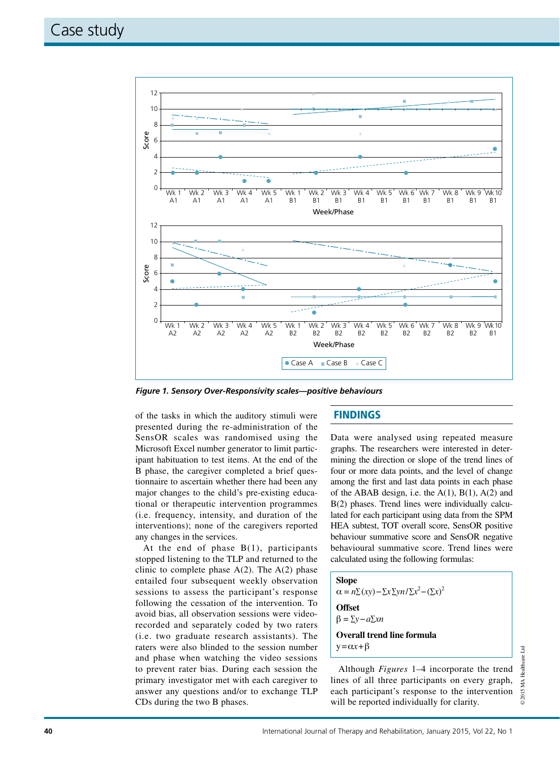*Figure 1. Sensory Over-Responsivity scales—positive behaviours*

of the tasks in which the auditory stimuli were presented during the re-administration of the SensOR scales was randomised using the Microsoft Excel number generator to limit participant habituation to test items. At the end of the B phase, the caregiver completed a brief questionnaire to ascertain whether there had been any major changes to the child's pre-existing educational or therapeutic intervention programmes (i.e. frequency, intensity, and duration of the interventions); none of the caregivers reported any changes in the services.

At the end of phase B(1), participants stopped listening to the TLP and returned to the clinic to complete phase A(2). The A(2) phase entailed four subsequent weekly observation sessions to assess the participant's response following the cessation of the intervention. To avoid bias, all observation sessions were video-recorded and separately coded by two raters (i.e. two graduate research assistants). The raters were also blinded to the session number and phase when watching the video sessions to prevent rater bias. During each session the primary investigator met with each caregiver to answer any questions and/or to exchange TLP CDs during the two B phases.

## FINDINGS

Data were analysed using repeated measure graphs. The researchers were interested in determining the direction or slope of the trend lines of four or more data points, and the level of change among the first and last data points in each phase of the ABAB design, i.e. the A(1), B(1), A(2) and B(2) phases. Trend lines were individually calculated for each participant using data from the SPM HEA subtest, TOT overall score, SensOR positive behaviour summative score and SensOR negative behavioural summative score. Trend lines were calculated using the following formulas:

**Slope**

$\alpha = n\Sigma(xy) - \Sigma x \Sigma yn / \Sigma x^2 - (\Sigma x)^2$

**Offset**

$\beta = \Sigma y - a\Sigma xn$

**Overall trend line formula**

$y = \alpha x + \beta$

Although *Figures* 1–4 incorporate the trend lines of all three participants on every graph, each participant's response to the intervention will be reported individually for clarity.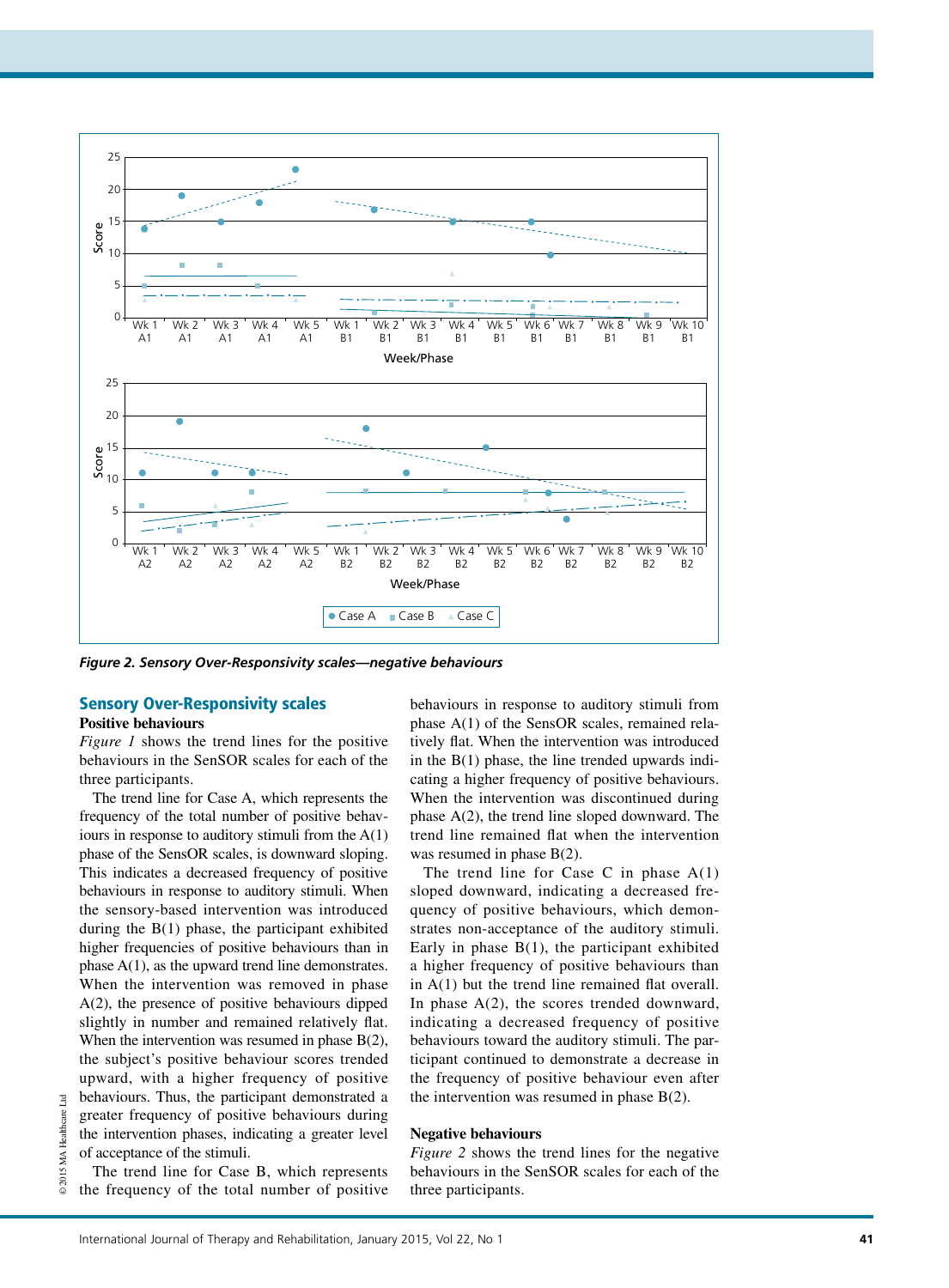*Figure 2. Sensory Over-Responsivity scales—negative behaviours*

## Sensory Over-Responsivity scales

### Positive behaviours

*Figure 1* shows the trend lines for the positive behaviours in the SenSOR scales for each of the three participants.

The trend line for Case A, which represents the frequency of the total number of positive behaviours in response to auditory stimuli from the A(1) phase of the SensOR scales, is downward sloping. This indicates a decreased frequency of positive behaviours in response to auditory stimuli. When the sensory-based intervention was introduced during the B(1) phase, the participant exhibited higher frequencies of positive behaviours than in phase A(1), as the upward trend line demonstrates. When the intervention was removed in phase A(2), the presence of positive behaviours dipped slightly in number and remained relatively flat. When the intervention was resumed in phase B(2), the subject's positive behaviour scores trended upward, with a higher frequency of positive behaviours. Thus, the participant demonstrated a greater frequency of positive behaviours during the intervention phases, indicating a greater level of acceptance of the stimuli.

The trend line for Case B, which represents the frequency of the total number of positive behaviours in response to auditory stimuli from phase A(1) of the SensOR scales, remained relatively flat. When the intervention was introduced in the B(1) phase, the line trended upwards indicating a higher frequency of positive behaviours. When the intervention was discontinued during phase A(2), the trend line sloped downward. The trend line remained flat when the intervention was resumed in phase B(2).

The trend line for Case C in phase A(1) sloped downward, indicating a decreased frequency of positive behaviours, which demonstrates non-acceptance of the auditory stimuli. Early in phase B(1), the participant exhibited a higher frequency of positive behaviours than in A(1) but the trend line remained flat overall. In phase A(2), the scores trended downward, indicating a decreased frequency of positive behaviours toward the auditory stimuli. The participant continued to demonstrate a decrease in the frequency of positive behaviour even after the intervention was resumed in phase B(2).

### Negative behaviours

*Figure 2* shows the trend lines for the negative behaviours in the SenSOR scales for each of the three participants.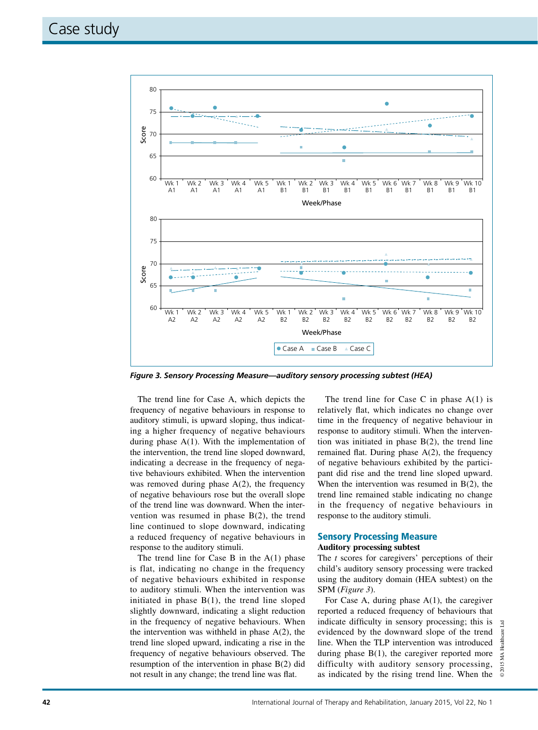*Figure 3. Sensory Processing Measure—auditory sensory processing subtest (HEA)*

The trend line for Case A, which depicts the frequency of negative behaviours in response to auditory stimuli, is upward sloping, thus indicating a higher frequency of negative behaviours during phase A(1). With the implementation of the intervention, the trend line sloped downward, indicating a decrease in the frequency of negative behaviours exhibited. When the intervention was removed during phase A(2), the frequency of negative behaviours rose but the overall slope of the trend line was downward. When the intervention was resumed in phase B(2), the trend line continued to slope downward, indicating a reduced frequency of negative behaviours in response to the auditory stimuli.

The trend line for Case B in the A(1) phase is flat, indicating no change in the frequency of negative behaviours exhibited in response to auditory stimuli. When the intervention was initiated in phase B(1), the trend line sloped slightly downward, indicating a slight reduction in the frequency of negative behaviours. When the intervention was withheld in phase A(2), the trend line sloped upward, indicating a rise in the frequency of negative behaviours observed. The resumption of the intervention in phase B(2) did not result in any change; the trend line was flat.

The trend line for Case C in phase A(1) is relatively flat, which indicates no change over time in the frequency of negative behaviour in response to auditory stimuli. When the intervention was initiated in phase B(2), the trend line remained flat. During phase A(2), the frequency of negative behaviours exhibited by the participant did rise and the trend line sloped upward. When the intervention was resumed in B(2), the trend line remained stable indicating no change in the frequency of negative behaviours in response to the auditory stimuli.

## Sensory Processing Measure

**Auditory processing subtest**

The *t* scores for caregivers' perceptions of their child's auditory sensory processing were tracked using the auditory domain (HEA subtest) on the SPM (*Figure 3*).

For Case A, during phase A(1), the caregiver reported a reduced frequency of behaviours that indicate difficulty in sensory processing; this is evidenced by the downward slope of the trend line. When the TLP intervention was introduced during phase B(1), the caregiver reported more difficulty with auditory sensory processing, as indicated by the rising trend line. When the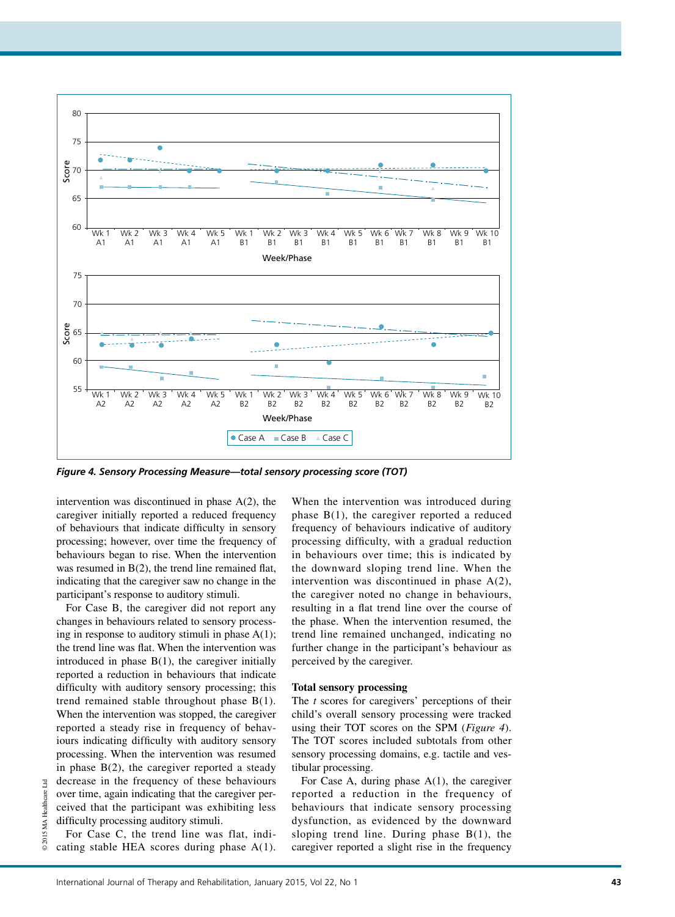**Figure 4. Sensory Processing Measure—total sensory processing score (TOT)**

intervention was discontinued in phase A(2), the caregiver initially reported a reduced frequency of behaviours that indicate difficulty in sensory processing; however, over time the frequency of behaviours began to rise. When the intervention was resumed in B(2), the trend line remained flat, indicating that the caregiver saw no change in the participant's response to auditory stimuli.

For Case B, the caregiver did not report any changes in behaviours related to sensory processing in response to auditory stimuli in phase A(1); the trend line was flat. When the intervention was introduced in phase B(1), the caregiver initially reported a reduction in behaviours that indicate difficulty with auditory sensory processing; this trend remained stable throughout phase B(1). When the intervention was stopped, the caregiver reported a steady rise in frequency of behaviours indicating difficulty with auditory sensory processing. When the intervention was resumed in phase B(2), the caregiver reported a steady decrease in the frequency of these behaviours over time, again indicating that the caregiver perceived that the participant was exhibiting less difficulty processing auditory stimuli.

For Case C, the trend line was flat, indicating stable HEA scores during phase A(1). When the intervention was introduced during phase B(1), the caregiver reported a reduced frequency of behaviours indicative of auditory processing difficulty, with a gradual reduction in behaviours over time; this is indicated by the downward sloping trend line. When the intervention was discontinued in phase A(2), the caregiver noted no change in behaviours, resulting in a flat trend line over the course of the phase. When the intervention resumed, the trend line remained unchanged, indicating no further change in the participant's behaviour as perceived by the caregiver.

**Total sensory processing**

The *t* scores for caregivers' perceptions of their child's overall sensory processing were tracked using their TOT scores on the SPM (*Figure 4*). The TOT scores included subtotals from other sensory processing domains, e.g. tactile and vestibular processing.

For Case A, during phase A(1), the caregiver reported a reduction in the frequency of behaviours that indicate sensory processing dysfunction, as evidenced by the downward sloping trend line. During phase B(1), the caregiver reported a slight rise in the frequency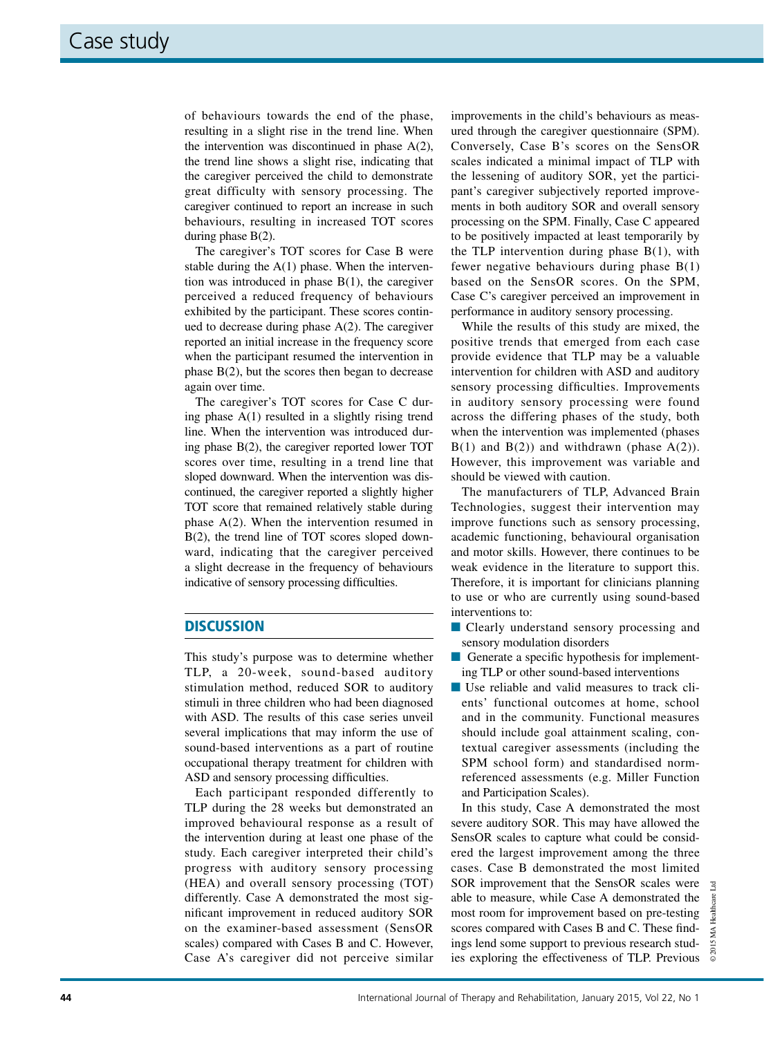of behaviours towards the end of the phase, resulting in a slight rise in the trend line. When the intervention was discontinued in phase A(2), the trend line shows a slight rise, indicating that the caregiver perceived the child to demonstrate great difficulty with sensory processing. The caregiver continued to report an increase in such behaviours, resulting in increased TOT scores during phase B(2).

The caregiver's TOT scores for Case B were stable during the A(1) phase. When the intervention was introduced in phase B(1), the caregiver perceived a reduced frequency of behaviours exhibited by the participant. These scores continued to decrease during phase A(2). The caregiver reported an initial increase in the frequency score when the participant resumed the intervention in phase B(2), but the scores then began to decrease again over time.

The caregiver's TOT scores for Case C during phase A(1) resulted in a slightly rising trend line. When the intervention was introduced during phase B(2), the caregiver reported lower TOT scores over time, resulting in a trend line that sloped downward. When the intervention was discontinued, the caregiver reported a slightly higher TOT score that remained relatively stable during phase A(2). When the intervention resumed in B(2), the trend line of TOT scores sloped downward, indicating that the caregiver perceived a slight decrease in the frequency of behaviours indicative of sensory processing difficulties.

## DISCUSSION

This study's purpose was to determine whether TLP, a 20-week, sound-based auditory stimulation method, reduced SOR to auditory stimuli in three children who had been diagnosed with ASD. The results of this case series unveil several implications that may inform the use of sound-based interventions as a part of routine occupational therapy treatment for children with ASD and sensory processing difficulties.

Each participant responded differently to TLP during the 28 weeks but demonstrated an improved behavioural response as a result of the intervention during at least one phase of the study. Each caregiver interpreted their child's progress with auditory sensory processing (HEA) and overall sensory processing (TOT) differently. Case A demonstrated the most significant improvement in reduced auditory SOR on the examiner-based assessment (SensOR scales) compared with Cases B and C. However, Case A's caregiver did not perceive similar improvements in the child's behaviours as measured through the caregiver questionnaire (SPM). Conversely, Case B's scores on the SensOR scales indicated a minimal impact of TLP with the lessening of auditory SOR, yet the participant's caregiver subjectively reported improvements in both auditory SOR and overall sensory processing on the SPM. Finally, Case C appeared to be positively impacted at least temporarily by the TLP intervention during phase B(1), with fewer negative behaviours during phase B(1) based on the SensOR scores. On the SPM, Case C's caregiver perceived an improvement in performance in auditory sensory processing.

While the results of this study are mixed, the positive trends that emerged from each case provide evidence that TLP may be a valuable intervention for children with ASD and auditory sensory processing difficulties. Improvements in auditory sensory processing were found across the differing phases of the study, both when the intervention was implemented (phases B(1) and B(2)) and withdrawn (phase A(2)). However, this improvement was variable and should be viewed with caution.

The manufacturers of TLP, Advanced Brain Technologies, suggest their intervention may improve functions such as sensory processing, academic functioning, behavioural organisation and motor skills. However, there continues to be weak evidence in the literature to support this. Therefore, it is important for clinicians planning to use or who are currently using sound-based interventions to:

- Clearly understand sensory processing and sensory modulation disorders
- Generate a specific hypothesis for implementing TLP or other sound-based interventions
- Use reliable and valid measures to track clients' functional outcomes at home, school and in the community. Functional measures should include goal attainment scaling, contextual caregiver assessments (including the SPM school form) and standardised norm-referenced assessments (e.g. Miller Function and Participation Scales).

In this study, Case A demonstrated the most severe auditory SOR. This may have allowed the SensOR scales to capture what could be considered the largest improvement among the three cases. Case B demonstrated the most limited SOR improvement that the SensOR scales were able to measure, while Case A demonstrated the most room for improvement based on pre-testing scores compared with Cases B and C. These findings lend some support to previous research studies exploring the effectiveness of TLP. Previous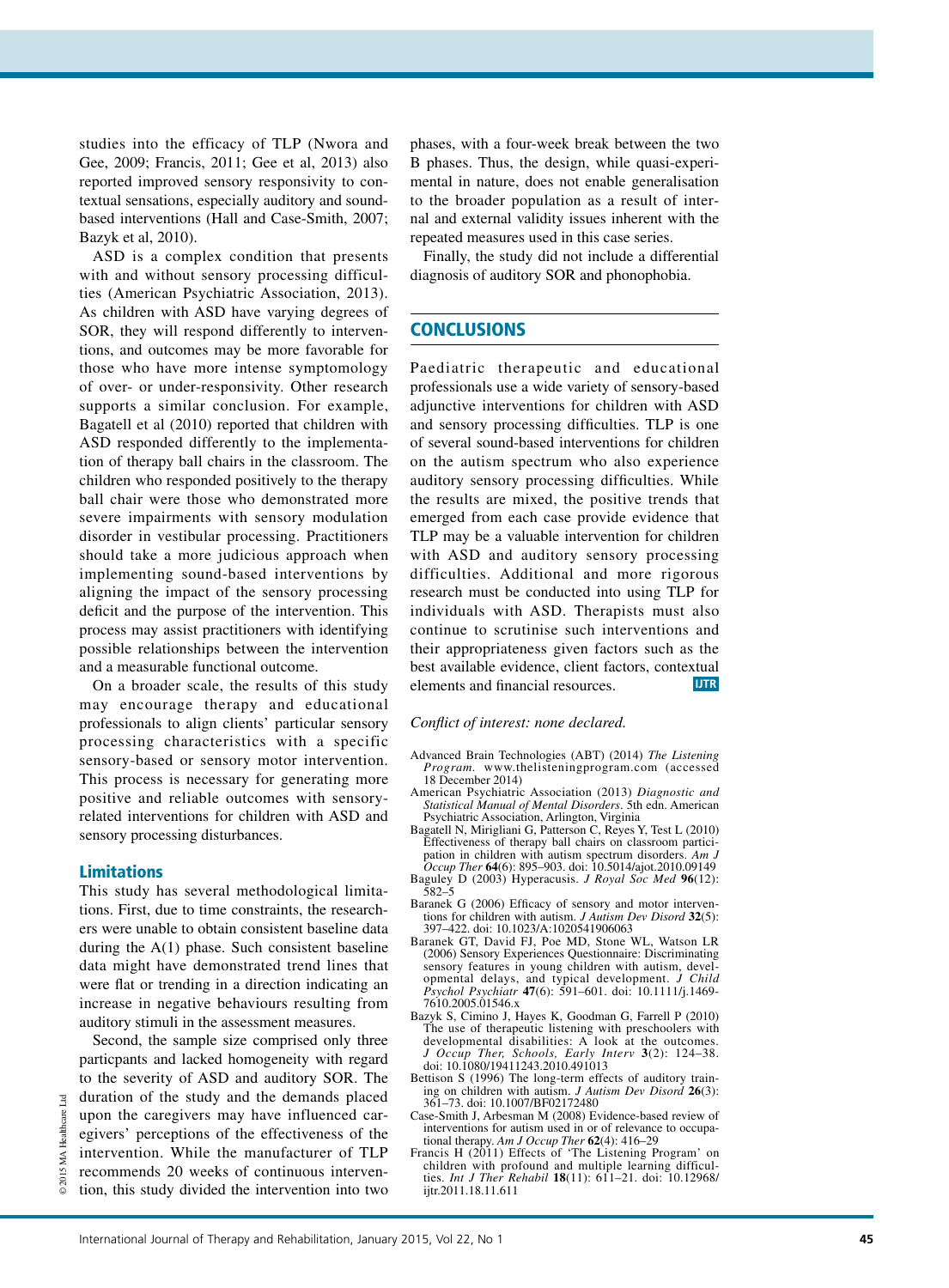studies into the efficacy of TLP (Nwora and Gee, 2009; Francis, 2011; Gee et al, 2013) also reported improved sensory responsivity to contextual sensations, especially auditory and sound-based interventions (Hall and Case-Smith, 2007; Bazyk et al, 2010).

ASD is a complex condition that presents with and without sensory processing difficulties (American Psychiatric Association, 2013). As children with ASD have varying degrees of SOR, they will respond differently to interventions, and outcomes may be more favorable for those who have more intense symptomology of over- or under-responsivity. Other research supports a similar conclusion. For example, Bagatell et al (2010) reported that children with ASD responded differently to the implementation of therapy ball chairs in the classroom. The children who responded positively to the therapy ball chair were those who demonstrated more severe impairments with sensory modulation disorder in vestibular processing. Practitioners should take a more judicious approach when implementing sound-based interventions by aligning the impact of the sensory processing deficit and the purpose of the intervention. This process may assist practitioners with identifying possible relationships between the intervention and a measurable functional outcome.

On a broader scale, the results of this study may encourage therapy and educational professionals to align clients' particular sensory processing characteristics with a specific sensory-based or sensory motor intervention. This process is necessary for generating more positive and reliable outcomes with sensory-related interventions for children with ASD and sensory processing disturbances.

### Limitations

This study has several methodological limitations. First, due to time constraints, the researchers were unable to obtain consistent baseline data during the A(1) phase. Such consistent baseline data might have demonstrated trend lines that were flat or trending in a direction indicating an increase in negative behaviours resulting from auditory stimuli in the assessment measures.

Second, the sample size comprised only three particpants and lacked homogeneity with regard to the severity of ASD and auditory SOR. The duration of the study and the demands placed upon the caregivers may have influenced caregivers' perceptions of the effectiveness of the intervention. While the manufacturer of TLP recommends 20 weeks of continuous intervention, this study divided the intervention into two phases, with a four-week break between the two B phases. Thus, the design, while quasi-experimental in nature, does not enable generalisation to the broader population as a result of internal and external validity issues inherent with the repeated measures used in this case series.

Finally, the study did not include a differential diagnosis of auditory SOR and phonophobia.

## CONCLUSIONS

Paediatric therapeutic and educational professionals use a wide variety of sensory-based adjunctive interventions for children with ASD and sensory processing difficulties. TLP is one of several sound-based interventions for children on the autism spectrum who also experience auditory sensory processing difficulties. While the results are mixed, the positive trends that emerged from each case provide evidence that TLP may be a valuable intervention for children with ASD and auditory sensory processing difficulties. Additional and more rigorous research must be conducted into using TLP for individuals with ASD. Therapists must also continue to scrutinise such interventions and their appropriateness given factors such as the best available evidence, client factors, contextual elements and financial resources. **IJTR**

*Conflict of interest: none declared.*

Advanced Brain Technologies (ABT) (2014) *The Listening Program*. www.thelisteningprogram.com (accessed 18 December 2014)

American Psychiatric Association (2013) *Diagnostic and Statistical Manual of Mental Disorders*. 5th edn. American Psychiatric Association, Arlington, Virginia

Bagatell N, Mirigliani G, Patterson C, Reyes Y, Test L (2010) Effectiveness of therapy ball chairs on classroom participation in children with autism spectrum disorders. *Am J Occup Ther* **64**(6): 895–903. doi: 10.5014/ajot.2010.09149

Baguley D (2003) Hyperacusis. *J Royal Soc Med* **96**(12): 582–5

Baranek G (2006) Efficacy of sensory and motor interventions for children with autism. *J Autism Dev Disord* **32**(5): 397–422. doi: 10.1023/A:1020541906063

Baranek GT, David FJ, Poe MD, Stone WL, Watson LR (2006) Sensory Experiences Questionnaire: Discriminating sensory features in young children with autism, developmental delays, and typical development. *J Child Psychol Psychiatr* **47**(6): 591–601. doi: 10.1111/j.1469-7610.2005.01546.x

Bazyk S, Cimino J, Hayes K, Goodman G, Farrell P (2010) The use of therapeutic listening with preschoolers with developmental disabilities: A look at the outcomes. *J Occup Ther, Schools, Early Interv* **3**(2): 124–38. doi: 10.1080/19411243.2010.491013

Bettison S (1996) The long-term effects of auditory training on children with autism. *J Autism Dev Disord* **26**(3): 361–73. doi: 10.1007/BF02172480

Case-Smith J, Arbesman M (2008) Evidence-based review of interventions for autism used in or of relevance to occupational therapy. *Am J Occup Ther* **62**(4): 416–29

Francis H (2011) Effects of 'The Listening Program' on children with profound and multiple learning difficulties. *Int J Ther Rehabil* **18**(11): 611–21. doi: 10.12968/ijtr.2011.18.11.611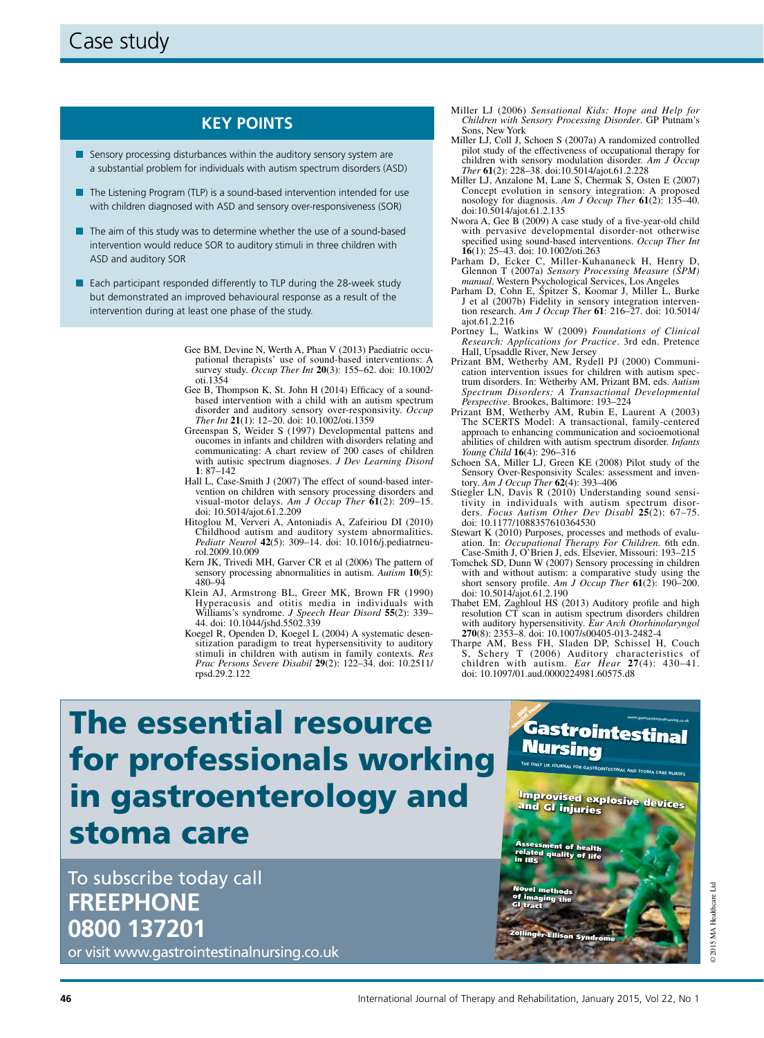## KEY POINTS

- Sensory processing disturbances within the auditory sensory system are a substantial problem for individuals with autism spectrum disorders (ASD)
- The Listening Program (TLP) is a sound-based intervention intended for use with children diagnosed with ASD and sensory over-responsiveness (SOR)
- The aim of this study was to determine whether the use of a sound-based intervention would reduce SOR to auditory stimuli in three children with ASD and auditory SOR
- Each participant responded differently to TLP during the 28-week study but demonstrated an improved behavioural response as a result of the intervention during at least one phase of the study.

Gee BM, Devine N, Werth A, Phan V (2013) Paediatric occupational therapists' use of sound-based interventions: A survey study. *Occup Ther Int* **20**(3): 155–62. doi: 10.1002/oti.1354

Gee B, Thompson K, St. John H (2014) Efficacy of a sound-based intervention with a child with an autism spectrum disorder and auditory sensory over-responsivity. *Occup Ther Int* **21**(1): 12–20. doi: 10.1002/oti.1359

Greenspan S, Weider S (1997) Developmental pattens and oucomes in infants and children with disorders relating and communicating: A chart review of 200 cases of children with autisic spectrum diagnoses. *J Dev Learning Disord* **1**: 87–142

Hall L, Case-Smith J (2007) The effect of sound-based intervention on children with sensory processing disorders and visual-motor delays. *Am J Occup Ther* **61**(2): 209–15. doi: 10.5014/ajot.61.2.209

Hitoglou M, Ververi A, Antoniadis A, Zafeiriou DI (2010) Childhood autism and auditory system abnormalities. *Pediatr Neurol* **42**(5): 309–14. doi: 10.1016/j.pediatrneurol.2009.10.009

Kern JK, Trivedi MH, Garver CR et al (2006) The pattern of sensory processing abnormalities in autism. *Autism* **10**(5): 480–94

Klein AJ, Armstrong BL, Greer MK, Brown FR (1990) Hyperacusis and otitis media in individuals with Williams's syndrome. *J Speech Hear Disord* **55**(2): 339–44. doi: 10.1044/jshd.5502.339

Koegel R, Openden D, Koegel L (2004) A systematic desensitization paradigm to treat hypersensitivity to auditory stimuli in children with autism in family contexts. *Res Prac Persons Severe Disabil* **29**(2): 122–34. doi: 10.2511/rpsd.29.2.122

Miller LJ (2006) *Sensational Kids: Hope and Help for Children with Sensory Processing Disorder*. GP Putnam's Sons, New York

Miller LJ, Coll J, Schoen S (2007a) A randomized controlled pilot study of the effectiveness of occupational therapy for children with sensory modulation disorder. *Am J Occup Ther* **61**(2): 228–38. doi:10.5014/ajot.61.2.228

Miller LJ, Anzalone M, Lane S, Chermak S, Osten E (2007) Concept evolution in sensory integration: A proposed nosology for diagnosis. *Am J Occup Ther* **61**(2): 135–40. doi:10.5014/ajot.61.2.135

Nwora A, Gee B (2009) A case study of a five-year-old child with pervasive developmental disorder-not otherwise specified using sound-based interventions. *Occup Ther Int* **16**(1): 25–43. doi: 10.1002/oti.263

Parham D, Ecker C, Miller-Kuhananeck H, Henry D, Glennon T (2007a) *Sensory Processing Measure (SPM) manual*. Western Psychological Services, Los Angeles

Parham D, Cohn E, Spitzer S, Koomar J, Miller L, Burke J et al (2007b) Fidelity in sensory integration intervention research. *Am J Occup Ther* **61**: 216–27. doi: 10.5014/ajot.61.2.216

Portney L, Watkins W (2009) *Foundations of Clinical Research: Applications for Practice*. 3rd edn. Pretence Hall, Upsaddle River, New Jersey

Prizant BM, Wetherby AM, Rydell PJ (2000) Communication intervention issues for children with autism spectrum disorders. In: Wetherby AM, Prizant BM, eds. *Autism Spectrum Disorders: A Transactional Developmental Perspective*. Brookes, Baltimore: 193–224

Prizant BM, Wetherby AM, Rubin E, Laurent A (2003) The SCERTS Model: A transactional, family-centered approach to enhancing communication and socioemotional abilities of children with autism spectrum disorder. *Infants Young Child* **16**(4): 296–316

Schoen SA, Miller LJ, Green KE (2008) Pilot study of the Sensory Over-Responsivity Scales: assessment and inventory. *Am J Occup Ther* **62**(4): 393–406

Stiegler LN, Davis R (2010) Understanding sound sensitivity in individuals with autism spectrum disorders. *Focus Autism Other Dev Disabl* **25**(2): 67–75. doi: 10.1177/1088357610364530

Stewart K (2010) Purposes, processes and methods of evaluation. In: *Occupational Therapy For Children.* 6th edn. Case-Smith J, O'Brien J, eds. Elsevier, Missouri: 193–215

Tomchek SD, Dunn W (2007) Sensory processing in children with and without autism: a comparative study using the short sensory profile. *Am J Occup Ther* **61**(2): 190–200. doi: 10.5014/ajot.61.2.190

Thabet EM, Zaghloul HS (2013) Auditory profile and high resolution CT scan in autism spectrum disorders children with auditory hypersensitivity. *Eur Arch Otorhinolaryngol* **270**(8): 2353–8. doi: 10.1007/s00405-013-2482-4

Tharpe AM, Bess FH, Sladen DP, Schissel H, Couch S, Schery T (2006) Auditory characteristics of children with autism. *Ear Hear* **27**(4): 430–41. doi: 10.1097/01.aud.0000224981.60575.d8

# The essential resource for professionals working in gastroenterology and stoma care

To subscribe today call
**FREEPHONE 0800 137201**
or visit www.gastrointestinalnursing.co.uk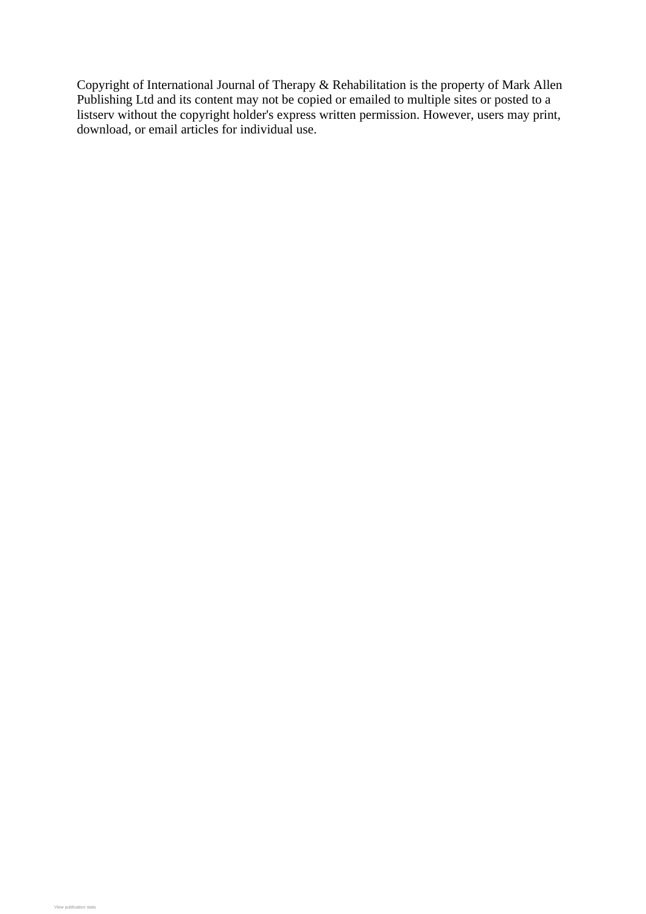Copyright of International Journal of Therapy & Rehabilitation is the property of Mark Allen Publishing Ltd and its content may not be copied or emailed to multiple sites or posted to a listserv without the copyright holder's express written permission. However, users may print, download, or email articles for individual use.